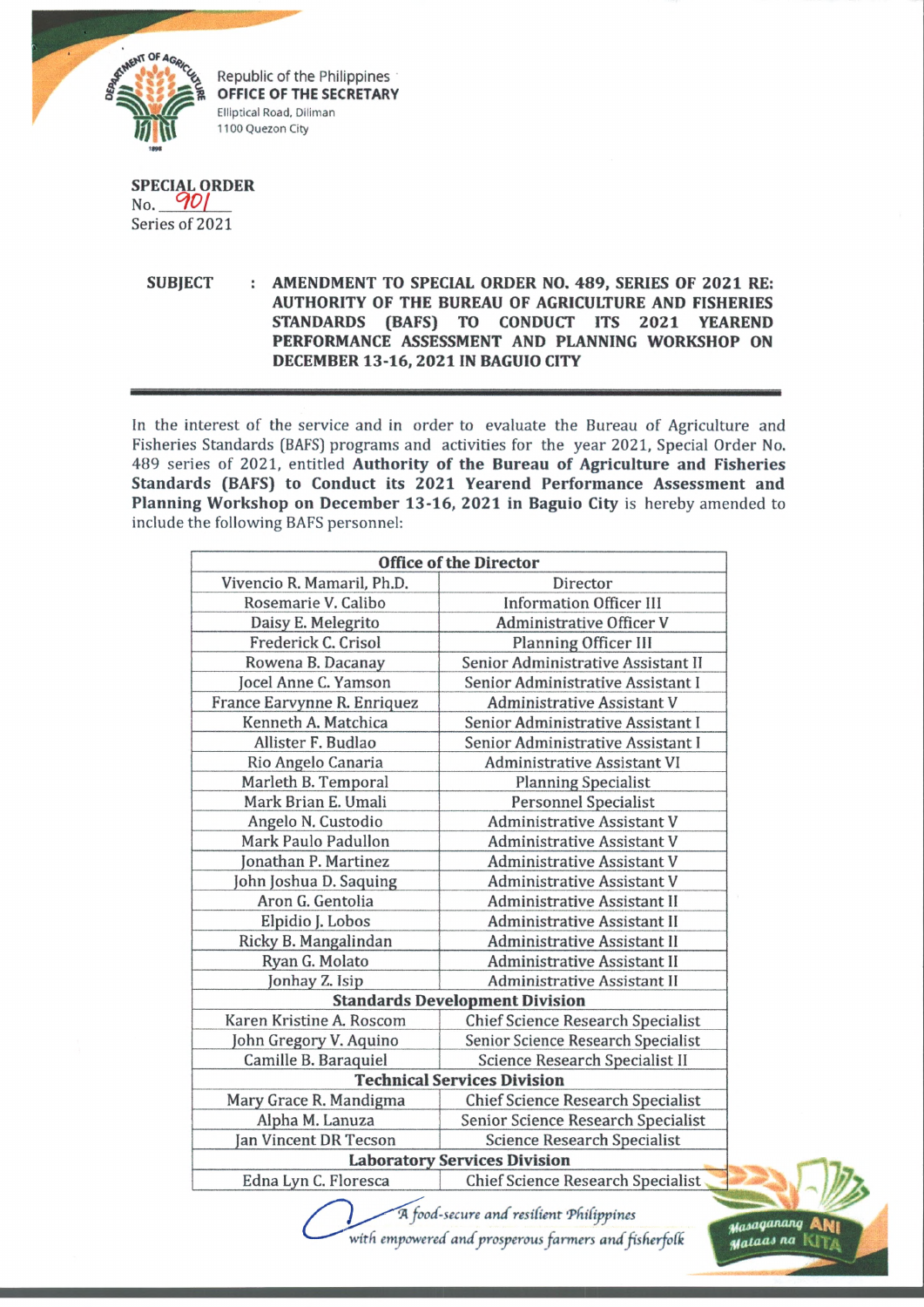Republic of the Philippines
**OFFICE OF THE SECRETARY**
Elliptical Road, Diliman
1100 Quezon City

**SPECIAL ORDER**
No. 901
Series of 2021

**SUBJECT : AMENDMENT TO SPECIAL ORDER NO. 489, SERIES OF 2021 RE: AUTHORITY OF THE BUREAU OF AGRICULTURE AND FISHERIES STANDARDS (BAFS) TO CONDUCT ITS 2021 YEAREND PERFORMANCE ASSESSMENT AND PLANNING WORKSHOP ON DECEMBER 13-16, 2021 IN BAGUIO CITY**

In the interest of the service and in order to evaluate the Bureau of Agriculture and Fisheries Standards (BAFS) programs and activities for the year 2021, Special Order No. 489 series of 2021, entitled **Authority of the Bureau of Agriculture and Fisheries Standards (BAFS) to Conduct its 2021 Yearend Performance Assessment and Planning Workshop on December 13-16, 2021 in Baguio City** is hereby amended to include the following BAFS personnel:

| **Office of the Director** | |
|---|---|
| Vivencio R. Mamaril, Ph.D. | Director |
| Rosemarie V. Calibo | Information Officer III |
| Daisy E. Melegrito | Administrative Officer V |
| Frederick C. Crisol | Planning Officer III |
| Rowena B. Dacanay | Senior Administrative Assistant II |
| Jocel Anne C. Yamson | Senior Administrative Assistant I |
| France Earvynne R. Enriquez | Administrative Assistant V |
| Kenneth A. Matchica | Senior Administrative Assistant I |
| Allister F. Budlao | Senior Administrative Assistant I |
| Rio Angelo Canaria | Administrative Assistant VI |
| Marleth B. Temporal | Planning Specialist |
| Mark Brian E. Umali | Personnel Specialist |
| Angelo N. Custodio | Administrative Assistant V |
| Mark Paulo Padullon | Administrative Assistant V |
| Jonathan P. Martinez | Administrative Assistant V |
| John Joshua D. Saquing | Administrative Assistant V |
| Aron G. Gentolia | Administrative Assistant II |
| Elpidio J. Lobos | Administrative Assistant II |
| Ricky B. Mangalindan | Administrative Assistant II |
| Ryan G. Molato | Administrative Assistant II |
| Jonhay Z. Isip | Administrative Assistant II |
| **Standards Development Division** | |
| Karen Kristine A. Roscom | Chief Science Research Specialist |
| John Gregory V. Aquino | Senior Science Research Specialist |
| Camille B. Baraquiel | Science Research Specialist II |
| **Technical Services Division** | |
| Mary Grace R. Mandigma | Chief Science Research Specialist |
| Alpha M. Lanuza | Senior Science Research Specialist |
| Jan Vincent DR Tecson | Science Research Specialist |
| **Laboratory Services Division** | |
| Edna Lyn C. Floresca | Chief Science Research Specialist |

*A food-secure and resilient Philippines with empowered and prosperous farmers and fisherfolk*

Masaganang ANI Mataas na KITA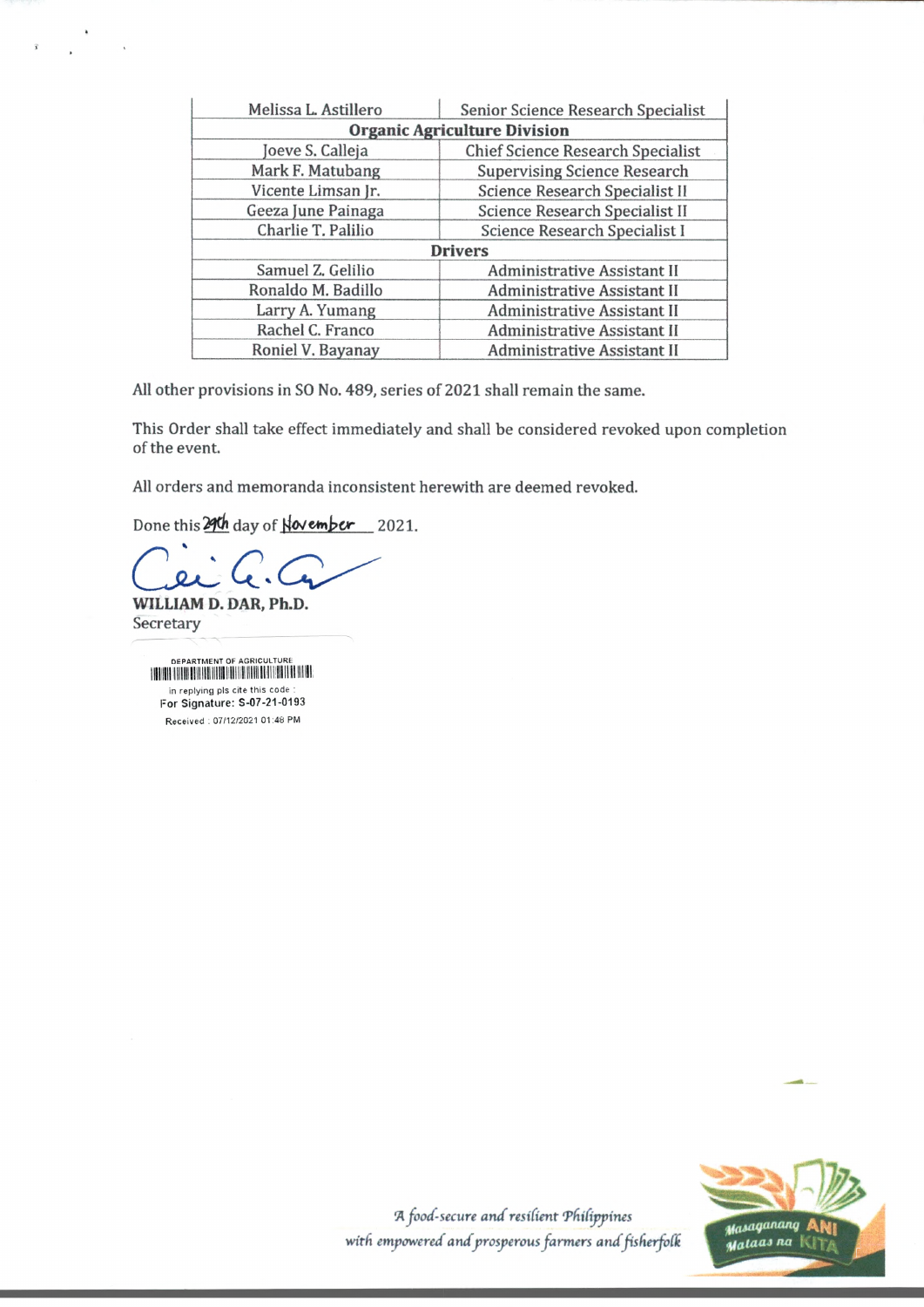| | |
|---|---|
| Melissa L. Astillero | Senior Science Research Specialist |
| **Organic Agriculture Division** | |
| Joeve S. Calleja | Chief Science Research Specialist |
| Mark F. Matubang | Supervising Science Research |
| Vicente Limsan Jr. | Science Research Specialist II |
| Geeza June Painaga | Science Research Specialist II |
| Charlie T. Palilio | Science Research Specialist I |
| **Drivers** | |
| Samuel Z. Gelilio | Administrative Assistant II |
| Ronaldo M. Badillo | Administrative Assistant II |
| Larry A. Yumang | Administrative Assistant II |
| Rachel C. Franco | Administrative Assistant II |
| Roniel V. Bayanay | Administrative Assistant II |

All other provisions in SO No. 489, series of 2021 shall remain the same.

This Order shall take effect immediately and shall be considered revoked upon completion of the event.

All orders and memoranda inconsistent herewith are deemed revoked.

Done this 29th day of November 2021.

**WILLIAM D. DAR, Ph.D.**
Secretary

DEPARTMENT OF AGRICULTURE
in replying pls cite this code :
For Signature: S-07-21-0193
Received : 07/12/2021 01:48 PM

*A food-secure and resilient Philippines with empowered and prosperous farmers and fisherfolk*

Masaganang ANI Mataas na KITA